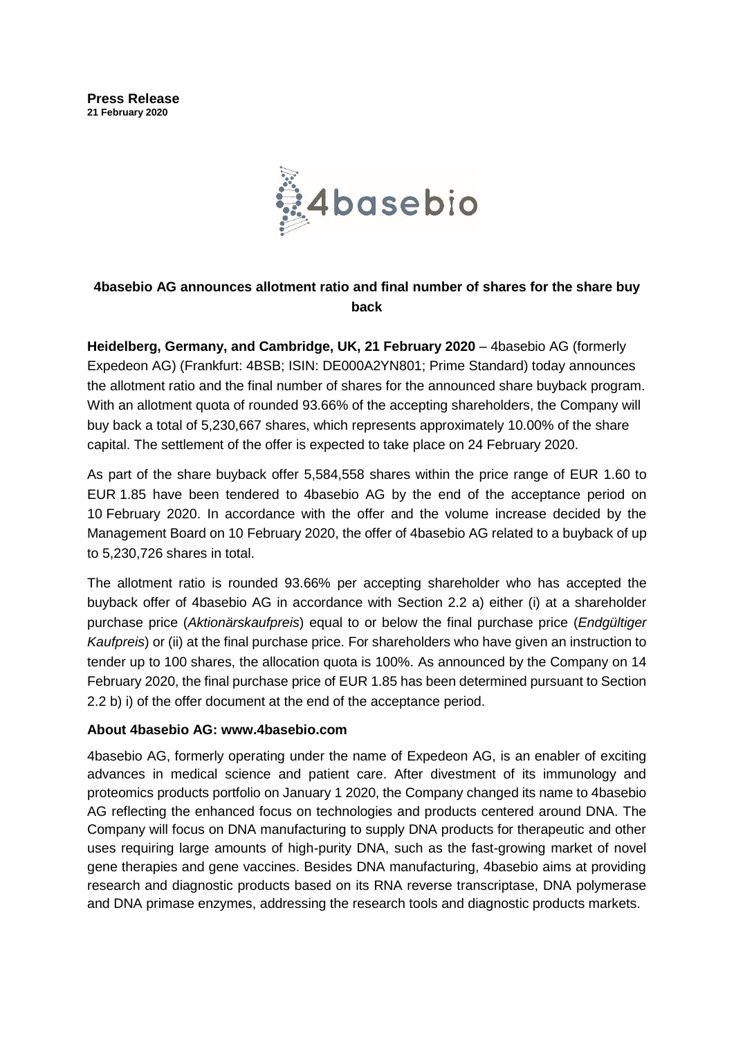**Press Release**
**21 February 2020**

# 4basebio AG announces allotment ratio and final number of shares for the share buy back

**Heidelberg, Germany, and Cambridge, UK, 21 February 2020** – 4basebio AG (formerly Expedeon AG) (Frankfurt: 4BSB; ISIN: DE000A2YN801; Prime Standard) today announces the allotment ratio and the final number of shares for the announced share buyback program. With an allotment quota of rounded 93.66% of the accepting shareholders, the Company will buy back a total of 5,230,667 shares, which represents approximately 10.00% of the share capital. The settlement of the offer is expected to take place on 24 February 2020.

As part of the share buyback offer 5,584,558 shares within the price range of EUR 1.60 to EUR 1.85 have been tendered to 4basebio AG by the end of the acceptance period on 10 February 2020. In accordance with the offer and the volume increase decided by the Management Board on 10 February 2020, the offer of 4basebio AG related to a buyback of up to 5,230,726 shares in total.

The allotment ratio is rounded 93.66% per accepting shareholder who has accepted the buyback offer of 4basebio AG in accordance with Section 2.2 a) either (i) at a shareholder purchase price (*Aktionärskaufpreis*) equal to or below the final purchase price (*Endgültiger Kaufpreis*) or (ii) at the final purchase price. For shareholders who have given an instruction to tender up to 100 shares, the allocation quota is 100%. As announced by the Company on 14 February 2020, the final purchase price of EUR 1.85 has been determined pursuant to Section 2.2 b) i) of the offer document at the end of the acceptance period.

### About 4basebio AG: www.4basebio.com

4basebio AG, formerly operating under the name of Expedeon AG, is an enabler of exciting advances in medical science and patient care. After divestment of its immunology and proteomics products portfolio on January 1 2020, the Company changed its name to 4basebio AG reflecting the enhanced focus on technologies and products centered around DNA. The Company will focus on DNA manufacturing to supply DNA products for therapeutic and other uses requiring large amounts of high-purity DNA, such as the fast-growing market of novel gene therapies and gene vaccines. Besides DNA manufacturing, 4basebio aims at providing research and diagnostic products based on its RNA reverse transcriptase, DNA polymerase and DNA primase enzymes, addressing the research tools and diagnostic products markets.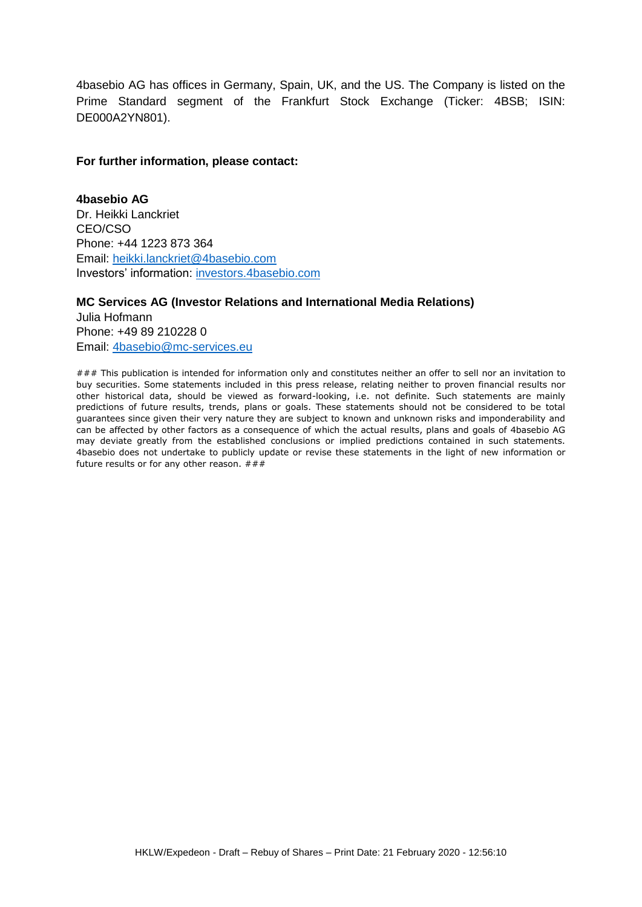4basebio AG has offices in Germany, Spain, UK, and the US. The Company is listed on the Prime Standard segment of the Frankfurt Stock Exchange (Ticker: 4BSB; ISIN: DE000A2YN801).

**For further information, please contact:**

**4basebio AG**
Dr. Heikki Lanckriet
CEO/CSO
Phone: +44 1223 873 364
Email: heikki.lanckriet@4basebio.com
Investors' information: investors.4basebio.com

**MC Services AG (Investor Relations and International Media Relations)**
Julia Hofmann
Phone: +49 89 210228 0
Email: 4basebio@mc-services.eu

### This publication is intended for information only and constitutes neither an offer to sell nor an invitation to buy securities. Some statements included in this press release, relating neither to proven financial results nor other historical data, should be viewed as forward-looking, i.e. not definite. Such statements are mainly predictions of future results, trends, plans or goals. These statements should not be considered to be total guarantees since given their very nature they are subject to known and unknown risks and imponderability and can be affected by other factors as a consequence of which the actual results, plans and goals of 4basebio AG may deviate greatly from the established conclusions or implied predictions contained in such statements. 4basebio does not undertake to publicly update or revise these statements in the light of new information or future results or for any other reason. ###